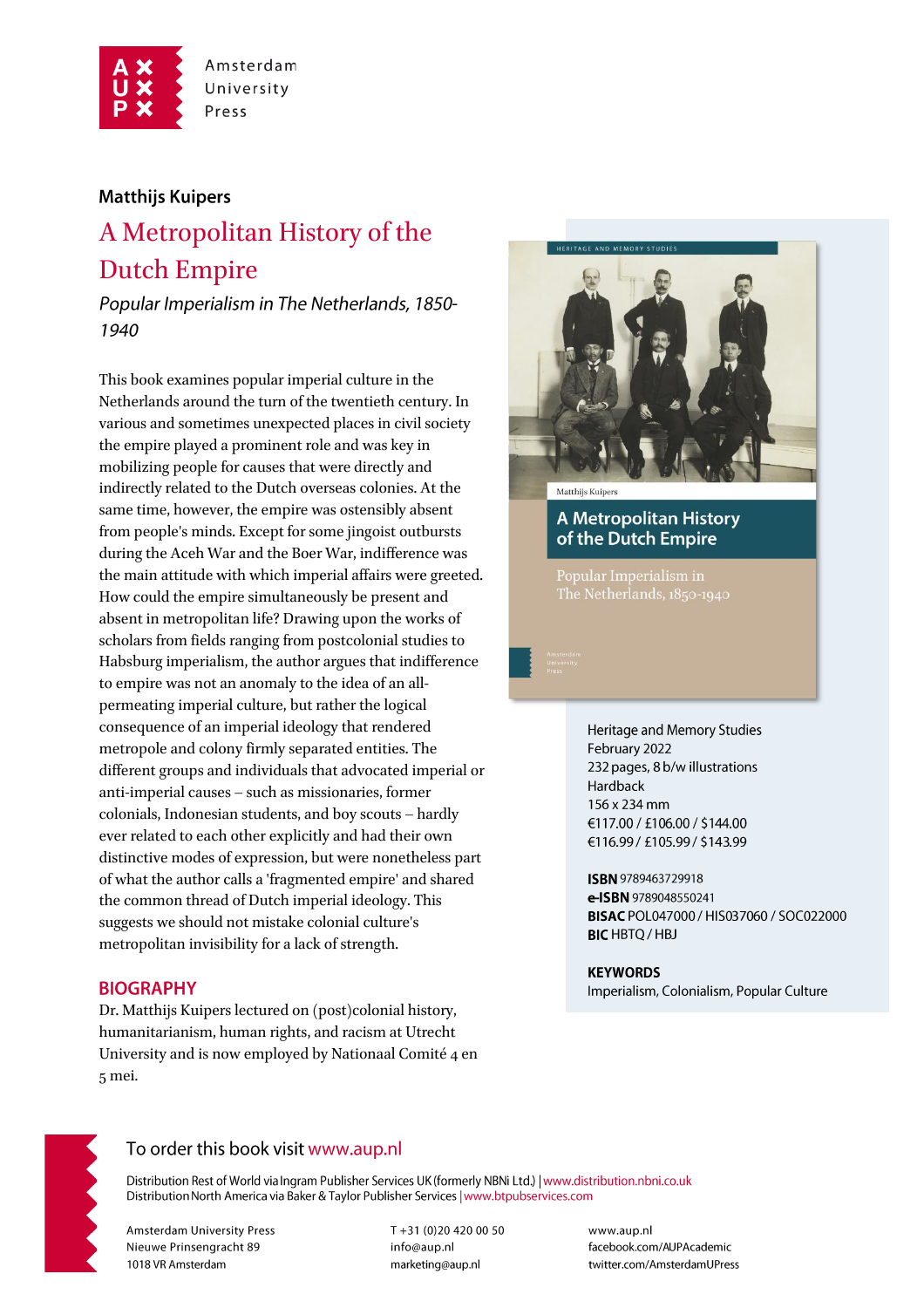Amsterdam University Press

**Matthijs Kuipers**

# A Metropolitan History of the Dutch Empire

*Popular Imperialism in The Netherlands, 1850-1940*

This book examines popular imperial culture in the Netherlands around the turn of the twentieth century. In various and sometimes unexpected places in civil society the empire played a prominent role and was key in mobilizing people for causes that were directly and indirectly related to the Dutch overseas colonies. At the same time, however, the empire was ostensibly absent from people's minds. Except for some jingoist outbursts during the Aceh War and the Boer War, indifference was the main attitude with which imperial affairs were greeted. How could the empire simultaneously be present and absent in metropolitan life? Drawing upon the works of scholars from fields ranging from postcolonial studies to Habsburg imperialism, the author argues that indifference to empire was not an anomaly to the idea of an all-permeating imperial culture, but rather the logical consequence of an imperial ideology that rendered metropole and colony firmly separated entities. The different groups and individuals that advocated imperial or anti-imperial causes – such as missionaries, former colonials, Indonesian students, and boy scouts – hardly ever related to each other explicitly and had their own distinctive modes of expression, but were nonetheless part of what the author calls a 'fragmented empire' and shared the common thread of Dutch imperial ideology. This suggests we should not mistake colonial culture's metropolitan invisibility for a lack of strength.

## BIOGRAPHY

Dr. Matthijs Kuipers lectured on (post)colonial history, humanitarianism, human rights, and racism at Utrecht University and is now employed by Nationaal Comité 4 en 5 mei.

Heritage and Memory Studies
February 2022
232 pages, 8 b/w illustrations
Hardback
156 x 234 mm
€117.00 / £106.00 / $144.00
€116.99 / £105.99 / $143.99

**ISBN** 9789463729918
**e-ISBN** 9789048550241
**BISAC** POL047000 / HIS037060 / SOC022000
**BIC** HBTQ / HBJ

**KEYWORDS**
Imperialism, Colonialism, Popular Culture

To order this book visit www.aup.nl

Distribution Rest of World via Ingram Publisher Services UK (formerly NBNi Ltd.) | www.distribution.nbni.co.uk
Distribution North America via Baker & Taylor Publisher Services | www.btpubservices.com

Amsterdam University Press
Nieuwe Prinsengracht 89
1018 VR Amsterdam

T +31 (0)20 420 00 50
info@aup.nl
marketing@aup.nl

www.aup.nl
facebook.com/AUPAcademic
twitter.com/AmsterdamUPress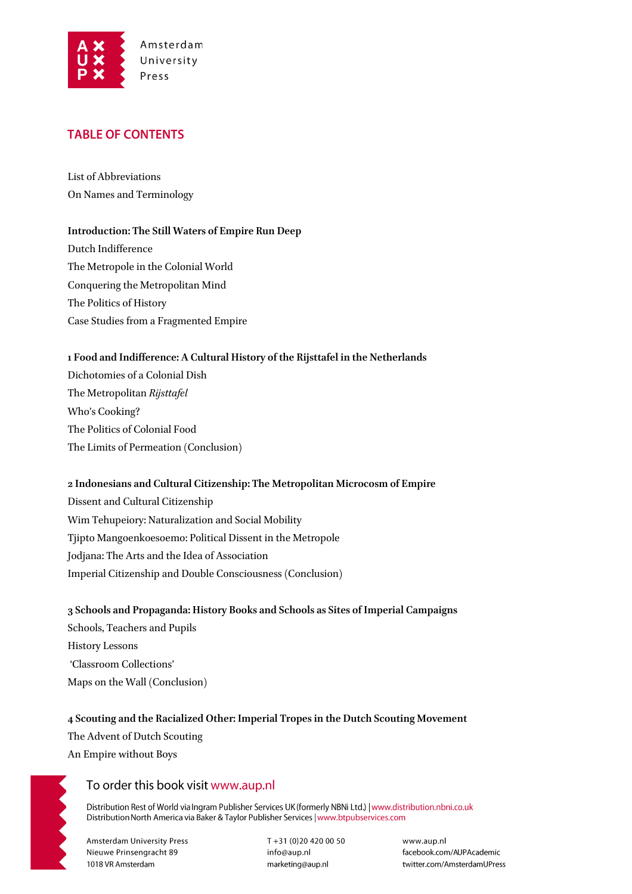## TABLE OF CONTENTS

List of Abbreviations
On Names and Terminology

**Introduction: The Still Waters of Empire Run Deep**
Dutch Indifference
The Metropole in the Colonial World
Conquering the Metropolitan Mind
The Politics of History
Case Studies from a Fragmented Empire

**1 Food and Indifference: A Cultural History of the Rijsttafel in the Netherlands**
Dichotomies of a Colonial Dish
The Metropolitan *Rijsttafel*
Who's Cooking?
The Politics of Colonial Food
The Limits of Permeation (Conclusion)

**2 Indonesians and Cultural Citizenship: The Metropolitan Microcosm of Empire**
Dissent and Cultural Citizenship
Wim Tehupeiory: Naturalization and Social Mobility
Tjipto Mangoenkoesoemo: Political Dissent in the Metropole
Jodjana: The Arts and the Idea of Association
Imperial Citizenship and Double Consciousness (Conclusion)

**3 Schools and Propaganda: History Books and Schools as Sites of Imperial Campaigns**
Schools, Teachers and Pupils
History Lessons
'Classroom Collections'
Maps on the Wall (Conclusion)

**4 Scouting and the Racialized Other: Imperial Tropes in the Dutch Scouting Movement**
The Advent of Dutch Scouting
An Empire without Boys

To order this book visit www.aup.nl

Distribution Rest of World via Ingram Publisher Services UK (formerly NBNi Ltd.) | www.distribution.nbni.co.uk
Distribution North America via Baker & Taylor Publisher Services | www.btpubservices.com

Amsterdam University Press
Nieuwe Prinsengracht 89
1018 VR Amsterdam

T +31 (0)20 420 00 50
info@aup.nl
marketing@aup.nl

www.aup.nl
facebook.com/AUPAcademic
twitter.com/AmsterdamUPress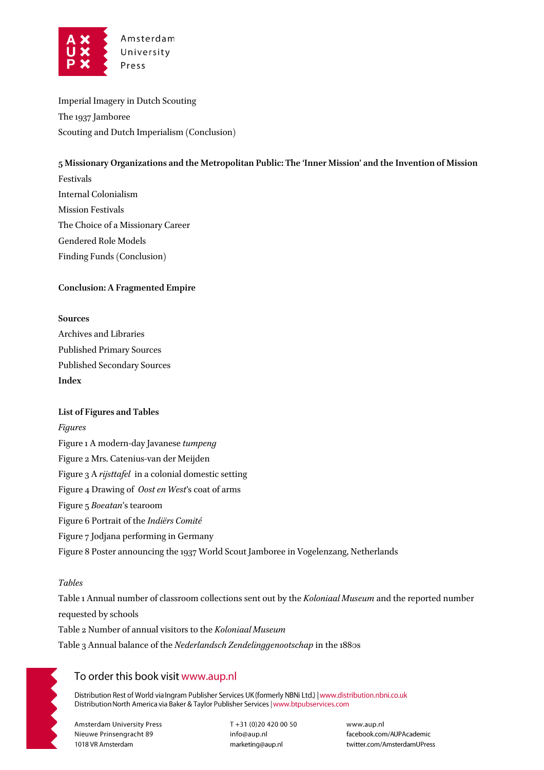Imperial Imagery in Dutch Scouting
The 1937 Jamboree
Scouting and Dutch Imperialism (Conclusion)

**5 Missionary Organizations and the Metropolitan Public: The 'Inner Mission' and the Invention of Mission**

Festivals
Internal Colonialism
Mission Festivals
The Choice of a Missionary Career
Gendered Role Models
Finding Funds (Conclusion)

**Conclusion: A Fragmented Empire**

**Sources**

Archives and Libraries
Published Primary Sources
Published Secondary Sources

**Index**

**List of Figures and Tables**

*Figures*

Figure 1 A modern-day Javanese *tumpeng*
Figure 2 Mrs. Catenius-van der Meijden
Figure 3 A *rijsttafel* in a colonial domestic setting
Figure 4 Drawing of *Oost en West*'s coat of arms
Figure 5 *Boeatan*'s tearoom
Figure 6 Portrait of the *Indiërs Comité*
Figure 7 Jodjana performing in Germany
Figure 8 Poster announcing the 1937 World Scout Jamboree in Vogelenzang, Netherlands

*Tables*

Table 1 Annual number of classroom collections sent out by the *Koloniaal Museum* and the reported number requested by schools
Table 2 Number of annual visitors to the *Koloniaal Museum*
Table 3 Annual balance of the *Nederlandsch Zendelinggenootschap* in the 1880s

To order this book visit www.aup.nl

Distribution Rest of World via Ingram Publisher Services UK (formerly NBNi Ltd.) | www.distribution.nbni.co.uk
Distribution North America via Baker & Taylor Publisher Services | www.btpubservices.com

Amsterdam University Press
Nieuwe Prinsengracht 89
1018 VR Amsterdam

T +31 (0)20 420 00 50
info@aup.nl
marketing@aup.nl

www.aup.nl
facebook.com/AUPAcademic
twitter.com/AmsterdamUPress